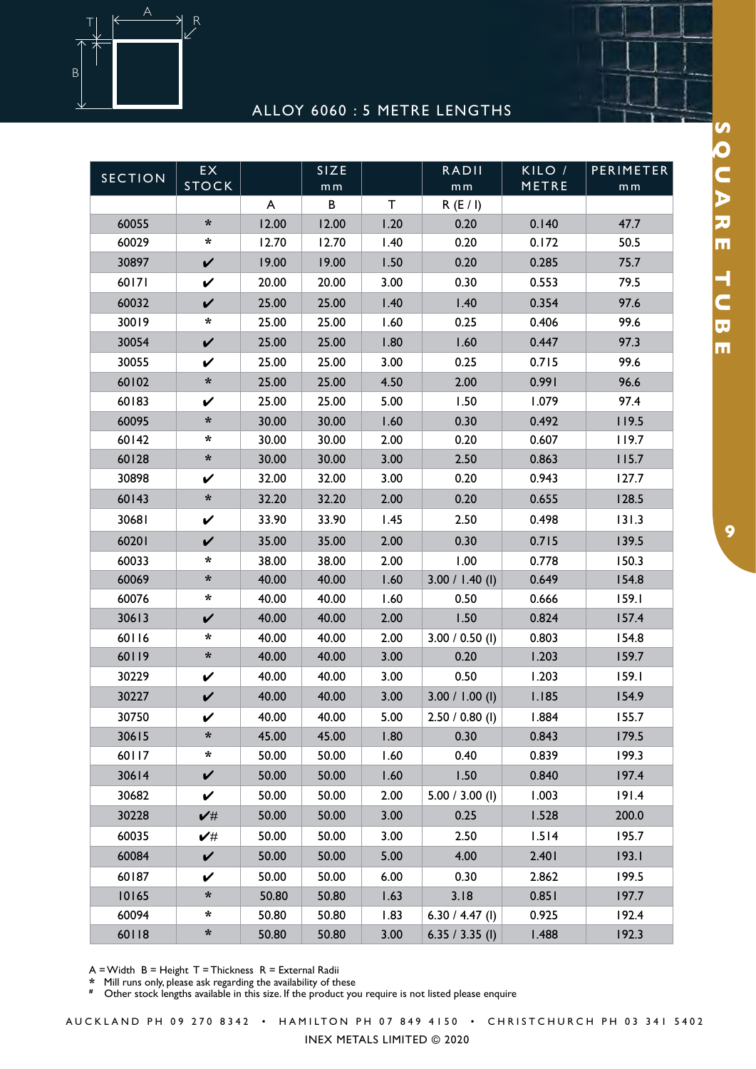# SQUARE TUBE

## ALLOY 6060 : 5 METRE LENGTHS

| SECTION | EX STOCK | SIZE mm | | | RADII mm | KILO / METRE | PERIMETER mm |
|---|---|---|---|---|---|---|---|
| | | A | B | T | R (E / I) | | |
| 60055 | * | 12.00 | 12.00 | 1.20 | 0.20 | 0.140 | 47.7 |
| 60029 | * | 12.70 | 12.70 | 1.40 | 0.20 | 0.172 | 50.5 |
| 30897 | ✔ | 19.00 | 19.00 | 1.50 | 0.20 | 0.285 | 75.7 |
| 60171 | ✔ | 20.00 | 20.00 | 3.00 | 0.30 | 0.553 | 79.5 |
| 60032 | ✔ | 25.00 | 25.00 | 1.40 | 1.40 | 0.354 | 97.6 |
| 30019 | * | 25.00 | 25.00 | 1.60 | 0.25 | 0.406 | 99.6 |
| 30054 | ✔ | 25.00 | 25.00 | 1.80 | 1.60 | 0.447 | 97.3 |
| 30055 | ✔ | 25.00 | 25.00 | 3.00 | 0.25 | 0.715 | 99.6 |
| 60102 | * | 25.00 | 25.00 | 4.50 | 2.00 | 0.991 | 96.6 |
| 60183 | ✔ | 25.00 | 25.00 | 5.00 | 1.50 | 1.079 | 97.4 |
| 60095 | * | 30.00 | 30.00 | 1.60 | 0.30 | 0.492 | 119.5 |
| 60142 | * | 30.00 | 30.00 | 2.00 | 0.20 | 0.607 | 119.7 |
| 60128 | * | 30.00 | 30.00 | 3.00 | 2.50 | 0.863 | 115.7 |
| 30898 | ✔ | 32.00 | 32.00 | 3.00 | 0.20 | 0.943 | 127.7 |
| 60143 | * | 32.20 | 32.20 | 2.00 | 0.20 | 0.655 | 128.5 |
| 30681 | ✔ | 33.90 | 33.90 | 1.45 | 2.50 | 0.498 | 131.3 |
| 60201 | ✔ | 35.00 | 35.00 | 2.00 | 0.30 | 0.715 | 139.5 |
| 60033 | * | 38.00 | 38.00 | 2.00 | 1.00 | 0.778 | 150.3 |
| 60069 | * | 40.00 | 40.00 | 1.60 | 3.00 / 1.40 (I) | 0.649 | 154.8 |
| 60076 | * | 40.00 | 40.00 | 1.60 | 0.50 | 0.666 | 159.1 |
| 30613 | ✔ | 40.00 | 40.00 | 2.00 | 1.50 | 0.824 | 157.4 |
| 60116 | * | 40.00 | 40.00 | 2.00 | 3.00 / 0.50 (I) | 0.803 | 154.8 |
| 60119 | * | 40.00 | 40.00 | 3.00 | 0.20 | 1.203 | 159.7 |
| 30229 | ✔ | 40.00 | 40.00 | 3.00 | 0.50 | 1.203 | 159.1 |
| 30227 | ✔ | 40.00 | 40.00 | 3.00 | 3.00 / 1.00 (I) | 1.185 | 154.9 |
| 30750 | ✔ | 40.00 | 40.00 | 5.00 | 2.50 / 0.80 (I) | 1.884 | 155.7 |
| 30615 | * | 45.00 | 45.00 | 1.80 | 0.30 | 0.843 | 179.5 |
| 60117 | * | 50.00 | 50.00 | 1.60 | 0.40 | 0.839 | 199.3 |
| 30614 | ✔ | 50.00 | 50.00 | 1.60 | 1.50 | 0.840 | 197.4 |
| 30682 | ✔ | 50.00 | 50.00 | 2.00 | 5.00 / 3.00 (I) | 1.003 | 191.4 |
| 30228 | ✔# | 50.00 | 50.00 | 3.00 | 0.25 | 1.528 | 200.0 |
| 60035 | ✔# | 50.00 | 50.00 | 3.00 | 2.50 | 1.514 | 195.7 |
| 60084 | ✔ | 50.00 | 50.00 | 5.00 | 4.00 | 2.401 | 193.1 |
| 60187 | ✔ | 50.00 | 50.00 | 6.00 | 0.30 | 2.862 | 199.5 |
| 10165 | * | 50.80 | 50.80 | 1.63 | 3.18 | 0.851 | 197.7 |
| 60094 | * | 50.80 | 50.80 | 1.83 | 6.30 / 4.47 (I) | 0.925 | 192.4 |
| 60118 | * | 50.80 | 50.80 | 3.00 | 6.35 / 3.35 (I) | 1.488 | 192.3 |

A = Width B = Height T = Thickness R = External Radii

\* Mill runs only, please ask regarding the availability of these

\# Other stock lengths available in this size. If the product you require is not listed please enquire

AUCKLAND PH 09 270 8342 • HAMILTON PH 07 849 4150 • CHRISTCHURCH PH 03 341 5402

INEX METALS LIMITED © 2020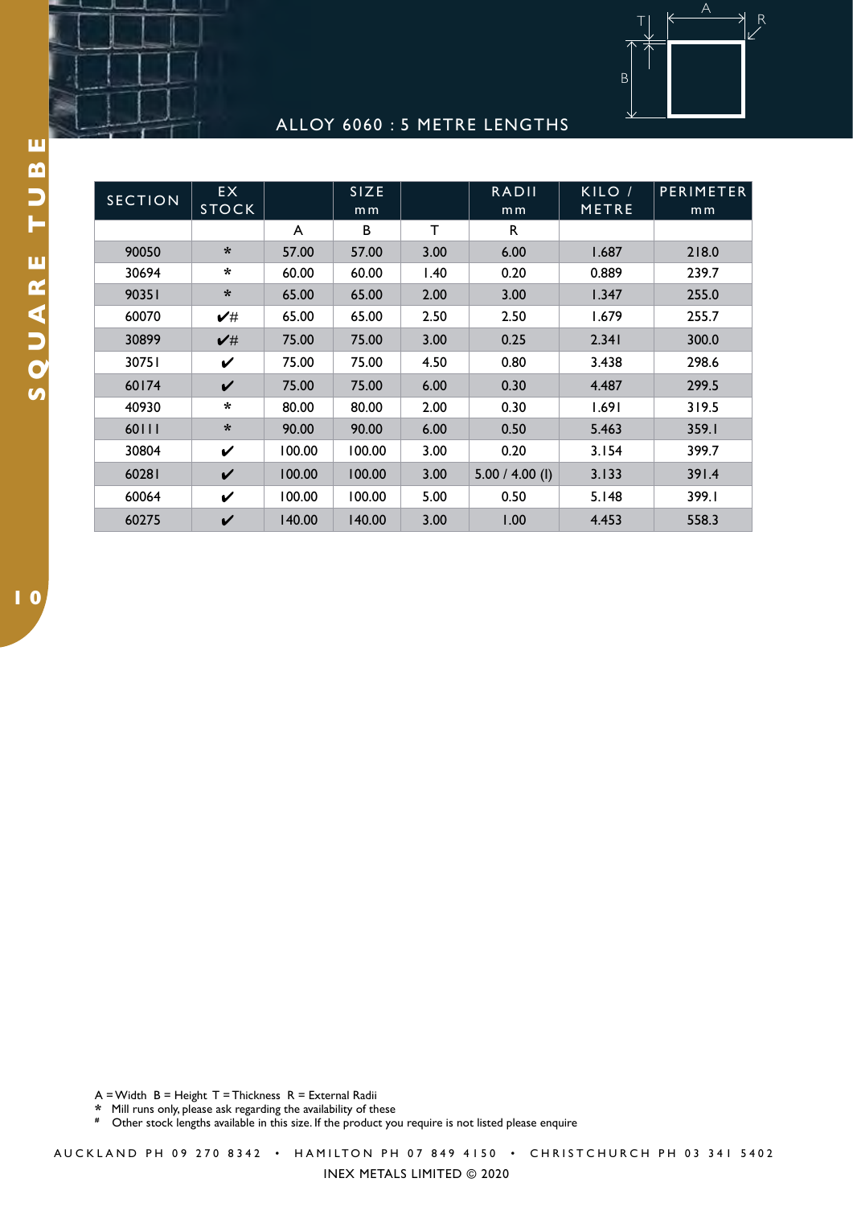# SQUARE TUBE

## ALLOY 6060 : 5 METRE LENGTHS

| SECTION | EX STOCK | SIZE mm | | | RADII mm | KILO / METRE | PERIMETER mm |
|---|---|---|---|---|---|---|---|
| | | A | B | T | R | | |
| 90050 | * | 57.00 | 57.00 | 3.00 | 6.00 | 1.687 | 218.0 |
| 30694 | * | 60.00 | 60.00 | 1.40 | 0.20 | 0.889 | 239.7 |
| 90351 | * | 65.00 | 65.00 | 2.00 | 3.00 | 1.347 | 255.0 |
| 60070 | ✔# | 65.00 | 65.00 | 2.50 | 2.50 | 1.679 | 255.7 |
| 30899 | ✔# | 75.00 | 75.00 | 3.00 | 0.25 | 2.341 | 300.0 |
| 30751 | ✔ | 75.00 | 75.00 | 4.50 | 0.80 | 3.438 | 298.6 |
| 60174 | ✔ | 75.00 | 75.00 | 6.00 | 0.30 | 4.487 | 299.5 |
| 40930 | * | 80.00 | 80.00 | 2.00 | 0.30 | 1.691 | 319.5 |
| 60111 | * | 90.00 | 90.00 | 6.00 | 0.50 | 5.463 | 359.1 |
| 30804 | ✔ | 100.00 | 100.00 | 3.00 | 0.20 | 3.154 | 399.7 |
| 60281 | ✔ | 100.00 | 100.00 | 3.00 | 5.00 / 4.00 (I) | 3.133 | 391.4 |
| 60064 | ✔ | 100.00 | 100.00 | 5.00 | 0.50 | 5.148 | 399.1 |
| 60275 | ✔ | 140.00 | 140.00 | 3.00 | 1.00 | 4.453 | 558.3 |

A = Width B = Height T = Thickness R = External Radii

\* Mill runs only, please ask regarding the availability of these

\# Other stock lengths available in this size. If the product you require is not listed please enquire

AUCKLAND PH 09 270 8342 • HAMILTON PH 07 849 4150 • CHRISTCHURCH PH 03 341 5402

INEX METALS LIMITED © 2020